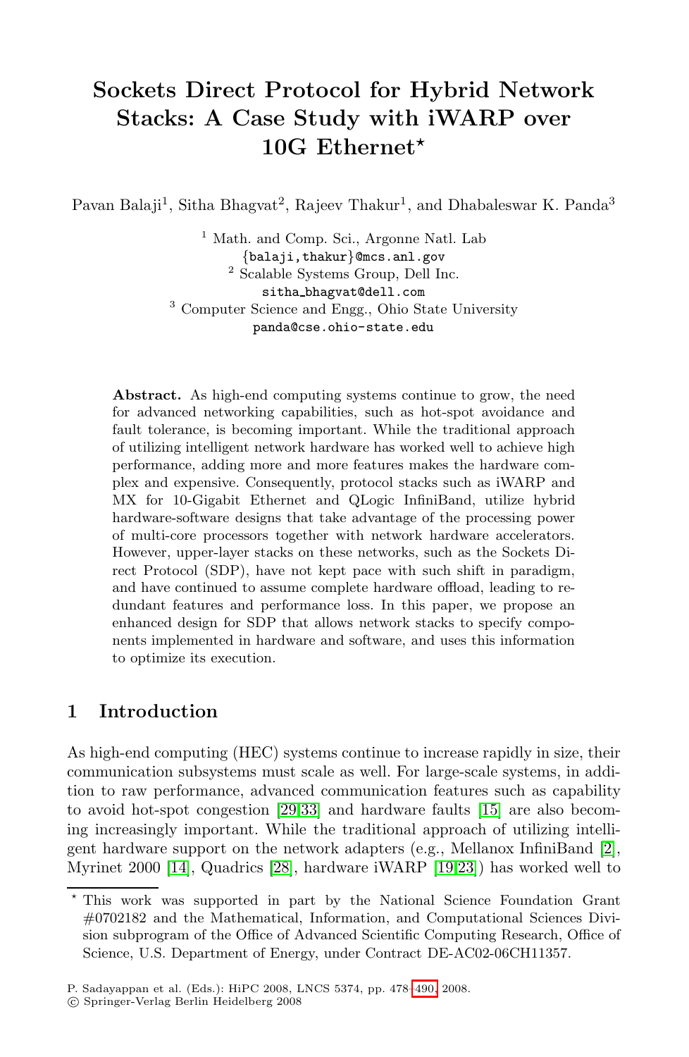# Sockets Direct Protocol for Hybrid Network Stacks: A Case Study with iWARP over 10G Ethernet*

Pavan Balaji[1], Sitha Bhagvat[2], Rajeev Thakur[1], and Dhabaleswar K. Panda[3]

[1] Math. and Comp. Sci., Argonne Natl. Lab
{balaji,thakur}@mcs.anl.gov
[2] Scalable Systems Group, Dell Inc.
sitha_bhagvat@dell.com
[3] Computer Science and Engg., Ohio State University
panda@cse.ohio-state.edu

**Abstract.** As high-end computing systems continue to grow, the need for advanced networking capabilities, such as hot-spot avoidance and fault tolerance, is becoming important. While the traditional approach of utilizing intelligent network hardware has worked well to achieve high performance, adding more and more features makes the hardware complex and expensive. Consequently, protocol stacks such as iWARP and MX for 10-Gigabit Ethernet and QLogic InfiniBand, utilize hybrid hardware-software designs that take advantage of the processing power of multi-core processors together with network hardware accelerators. However, upper-layer stacks on these networks, such as the Sockets Direct Protocol (SDP), have not kept pace with such shift in paradigm, and have continued to assume complete hardware offload, leading to redundant features and performance loss. In this paper, we propose an enhanced design for SDP that allows network stacks to specify components implemented in hardware and software, and uses this information to optimize its execution.

## 1 Introduction

As high-end computing (HEC) systems continue to increase rapidly in size, their communication subsystems must scale as well. For large-scale systems, in addition to raw performance, advanced communication features such as capability to avoid hot-spot congestion [29,33] and hardware faults [15] are also becoming increasingly important. While the traditional approach of utilizing intelligent hardware support on the network adapters (e.g., Mellanox InfiniBand [2], Myrinet 2000 [14], Quadrics [28], hardware iWARP [19,23]) has worked well to

* This work was supported in part by the National Science Foundation Grant #0702182 and the Mathematical, Information, and Computational Sciences Division subprogram of the Office of Advanced Scientific Computing Research, Office of Science, U.S. Department of Energy, under Contract DE-AC02-06CH11357.

P. Sadayappan et al. (Eds.): HiPC 2008, LNCS 5374, pp. 478–490, 2008.
© Springer-Verlag Berlin Heidelberg 2008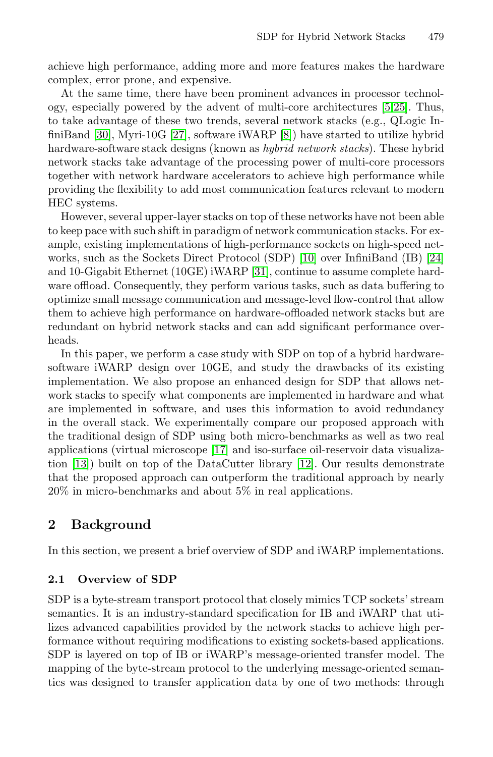achieve high performance, adding more and more features makes the hardware complex, error prone, and expensive.

At the same time, there have been prominent advances in processor technology, especially powered by the advent of multi-core architectures [5,25]. Thus, to take advantage of these two trends, several network stacks (e.g., QLogic InfiniBand [30], Myri-10G [27], software iWARP [8]) have started to utilize hybrid hardware-software stack designs (known as *hybrid network stacks*). These hybrid network stacks take advantage of the processing power of multi-core processors together with network hardware accelerators to achieve high performance while providing the flexibility to add most communication features relevant to modern HEC systems.

However, several upper-layer stacks on top of these networks have not been able to keep pace with such shift in paradigm of network communication stacks. For example, existing implementations of high-performance sockets on high-speed networks, such as the Sockets Direct Protocol (SDP) [10] over InfiniBand (IB) [24] and 10-Gigabit Ethernet (10GE) iWARP [31], continue to assume complete hardware offload. Consequently, they perform various tasks, such as data buffering to optimize small message communication and message-level flow-control that allow them to achieve high performance on hardware-offloaded network stacks but are redundant on hybrid network stacks and can add significant performance overheads.

In this paper, we perform a case study with SDP on top of a hybrid hardware-software iWARP design over 10GE, and study the drawbacks of its existing implementation. We also propose an enhanced design for SDP that allows network stacks to specify what components are implemented in hardware and what are implemented in software, and uses this information to avoid redundancy in the overall stack. We experimentally compare our proposed approach with the traditional design of SDP using both micro-benchmarks as well as two real applications (virtual microscope [17] and iso-surface oil-reservoir data visualization [13]) built on top of the DataCutter library [12]. Our results demonstrate that the proposed approach can outperform the traditional approach by nearly 20% in micro-benchmarks and about 5% in real applications.

## 2 Background

In this section, we present a brief overview of SDP and iWARP implementations.

### 2.1 Overview of SDP

SDP is a byte-stream transport protocol that closely mimics TCP sockets' stream semantics. It is an industry-standard specification for IB and iWARP that utilizes advanced capabilities provided by the network stacks to achieve high performance without requiring modifications to existing sockets-based applications. SDP is layered on top of IB or iWARP's message-oriented transfer model. The mapping of the byte-stream protocol to the underlying message-oriented semantics was designed to transfer application data by one of two methods: through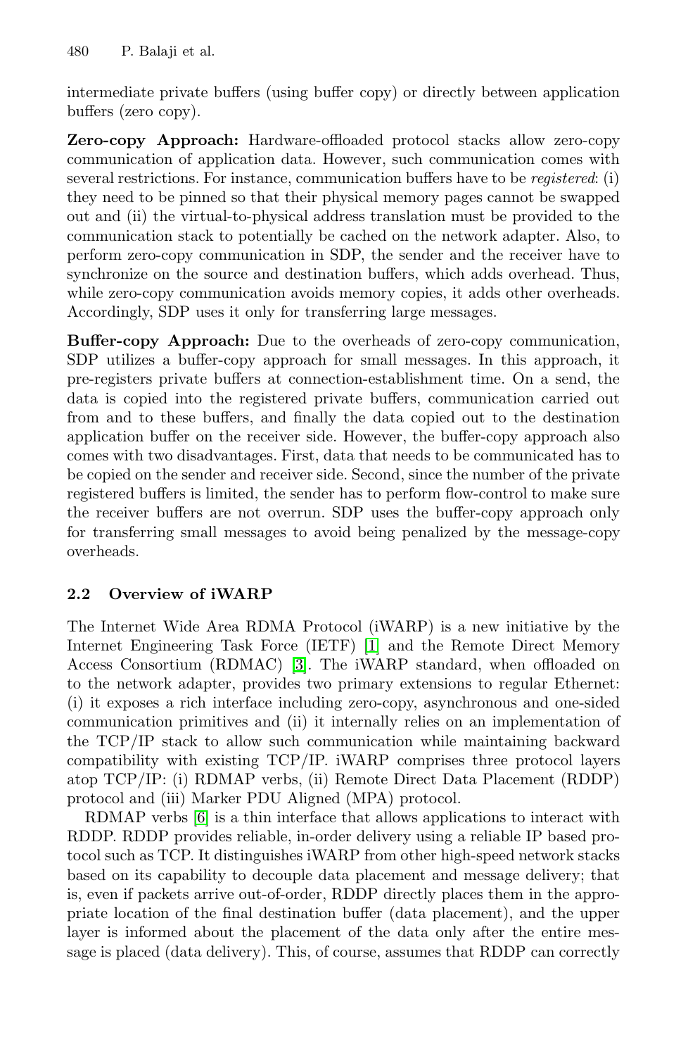intermediate private buffers (using buffer copy) or directly between application buffers (zero copy).

**Zero-copy Approach:** Hardware-offloaded protocol stacks allow zero-copy communication of application data. However, such communication comes with several restrictions. For instance, communication buffers have to be *registered*: (i) they need to be pinned so that their physical memory pages cannot be swapped out and (ii) the virtual-to-physical address translation must be provided to the communication stack to potentially be cached on the network adapter. Also, to perform zero-copy communication in SDP, the sender and the receiver have to synchronize on the source and destination buffers, which adds overhead. Thus, while zero-copy communication avoids memory copies, it adds other overheads. Accordingly, SDP uses it only for transferring large messages.

**Buffer-copy Approach:** Due to the overheads of zero-copy communication, SDP utilizes a buffer-copy approach for small messages. In this approach, it pre-registers private buffers at connection-establishment time. On a send, the data is copied into the registered private buffers, communication carried out from and to these buffers, and finally the data copied out to the destination application buffer on the receiver side. However, the buffer-copy approach also comes with two disadvantages. First, data that needs to be communicated has to be copied on the sender and receiver side. Second, since the number of the private registered buffers is limited, the sender has to perform flow-control to make sure the receiver buffers are not overrun. SDP uses the buffer-copy approach only for transferring small messages to avoid being penalized by the message-copy overheads.

### 2.2 Overview of iWARP

The Internet Wide Area RDMA Protocol (iWARP) is a new initiative by the Internet Engineering Task Force (IETF) [1] and the Remote Direct Memory Access Consortium (RDMAC) [3]. The iWARP standard, when offloaded on to the network adapter, provides two primary extensions to regular Ethernet: (i) it exposes a rich interface including zero-copy, asynchronous and one-sided communication primitives and (ii) it internally relies on an implementation of the TCP/IP stack to allow such communication while maintaining backward compatibility with existing TCP/IP. iWARP comprises three protocol layers atop TCP/IP: (i) RDMAP verbs, (ii) Remote Direct Data Placement (RDDP) protocol and (iii) Marker PDU Aligned (MPA) protocol.

RDMAP verbs [6] is a thin interface that allows applications to interact with RDDP. RDDP provides reliable, in-order delivery using a reliable IP based protocol such as TCP. It distinguishes iWARP from other high-speed network stacks based on its capability to decouple data placement and message delivery; that is, even if packets arrive out-of-order, RDDP directly places them in the appropriate location of the final destination buffer (data placement), and the upper layer is informed about the placement of the data only after the entire message is placed (data delivery). This, of course, assumes that RDDP can correctly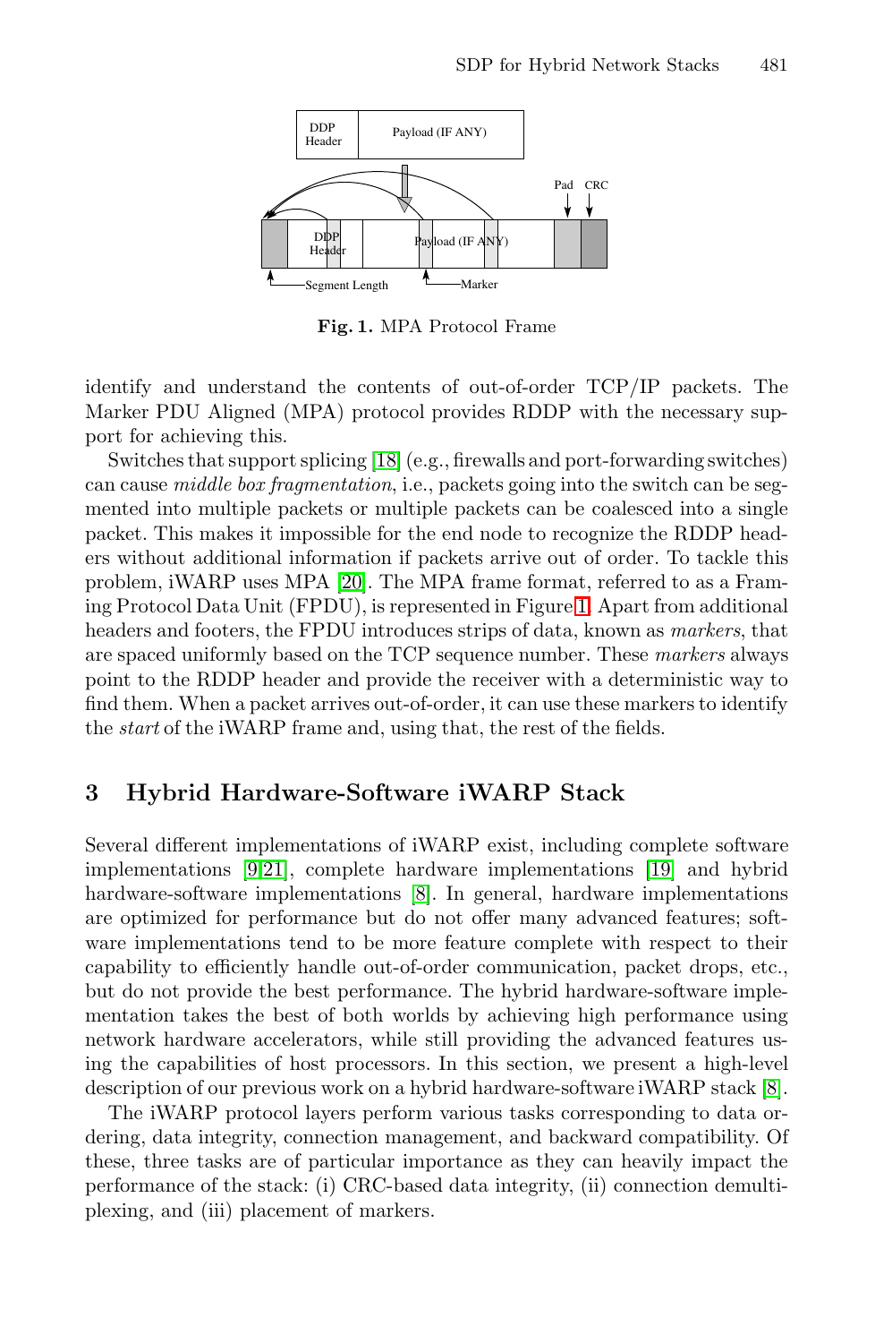Fig. 1. MPA Protocol Frame

identify and understand the contents of out-of-order TCP/IP packets. The Marker PDU Aligned (MPA) protocol provides RDDP with the necessary support for achieving this.

Switches that support splicing [18] (e.g., firewalls and port-forwarding switches) can cause *middle box fragmentation*, i.e., packets going into the switch can be segmented into multiple packets or multiple packets can be coalesced into a single packet. This makes it impossible for the end node to recognize the RDDP headers without additional information if packets arrive out of order. To tackle this problem, iWARP uses MPA [20]. The MPA frame format, referred to as a Framing Protocol Data Unit (FPDU), is represented in Figure 1. Apart from additional headers and footers, the FPDU introduces strips of data, known as *markers*, that are spaced uniformly based on the TCP sequence number. These *markers* always point to the RDDP header and provide the receiver with a deterministic way to find them. When a packet arrives out-of-order, it can use these markers to identify the *start* of the iWARP frame and, using that, the rest of the fields.

## 3 Hybrid Hardware-Software iWARP Stack

Several different implementations of iWARP exist, including complete software implementations [9,21], complete hardware implementations [19] and hybrid hardware-software implementations [8]. In general, hardware implementations are optimized for performance but do not offer many advanced features; software implementations tend to be more feature complete with respect to their capability to efficiently handle out-of-order communication, packet drops, etc., but do not provide the best performance. The hybrid hardware-software implementation takes the best of both worlds by achieving high performance using network hardware accelerators, while still providing the advanced features using the capabilities of host processors. In this section, we present a high-level description of our previous work on a hybrid hardware-software iWARP stack [8].

The iWARP protocol layers perform various tasks corresponding to data ordering, data integrity, connection management, and backward compatibility. Of these, three tasks are of particular importance as they can heavily impact the performance of the stack: (i) CRC-based data integrity, (ii) connection demultiplexing, and (iii) placement of markers.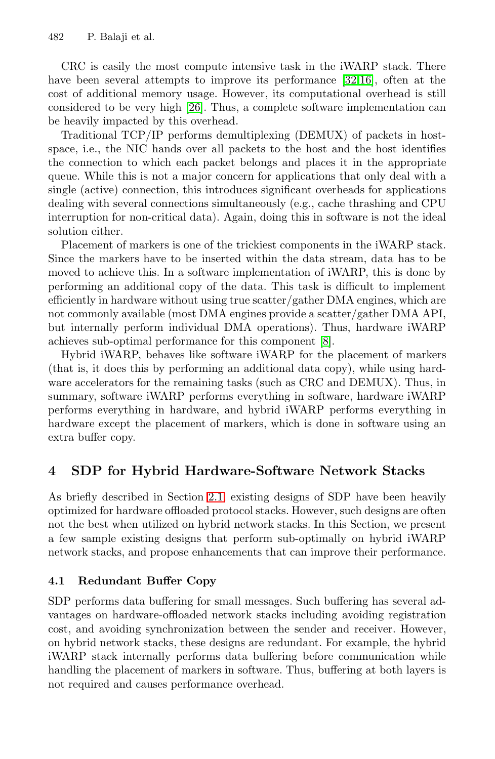CRC is easily the most compute intensive task in the iWARP stack. There have been several attempts to improve its performance [32,16], often at the cost of additional memory usage. However, its computational overhead is still considered to be very high [26]. Thus, a complete software implementation can be heavily impacted by this overhead.

Traditional TCP/IP performs demultiplexing (DEMUX) of packets in host-space, i.e., the NIC hands over all packets to the host and the host identifies the connection to which each packet belongs and places it in the appropriate queue. While this is not a major concern for applications that only deal with a single (active) connection, this introduces significant overheads for applications dealing with several connections simultaneously (e.g., cache thrashing and CPU interruption for non-critical data). Again, doing this in software is not the ideal solution either.

Placement of markers is one of the trickiest components in the iWARP stack. Since the markers have to be inserted within the data stream, data has to be moved to achieve this. In a software implementation of iWARP, this is done by performing an additional copy of the data. This task is difficult to implement efficiently in hardware without using true scatter/gather DMA engines, which are not commonly available (most DMA engines provide a scatter/gather DMA API, but internally perform individual DMA operations). Thus, hardware iWARP achieves sub-optimal performance for this component [8].

Hybrid iWARP, behaves like software iWARP for the placement of markers (that is, it does this by performing an additional data copy), while using hardware accelerators for the remaining tasks (such as CRC and DEMUX). Thus, in summary, software iWARP performs everything in software, hardware iWARP performs everything in hardware, and hybrid iWARP performs everything in hardware except the placement of markers, which is done in software using an extra buffer copy.

## 4 SDP for Hybrid Hardware-Software Network Stacks

As briefly described in Section 2.1, existing designs of SDP have been heavily optimized for hardware offloaded protocol stacks. However, such designs are often not the best when utilized on hybrid network stacks. In this Section, we present a few sample existing designs that perform sub-optimally on hybrid iWARP network stacks, and propose enhancements that can improve their performance.

### 4.1 Redundant Buffer Copy

SDP performs data buffering for small messages. Such buffering has several advantages on hardware-offloaded network stacks including avoiding registration cost, and avoiding synchronization between the sender and receiver. However, on hybrid network stacks, these designs are redundant. For example, the hybrid iWARP stack internally performs data buffering before communication while handling the placement of markers in software. Thus, buffering at both layers is not required and causes performance overhead.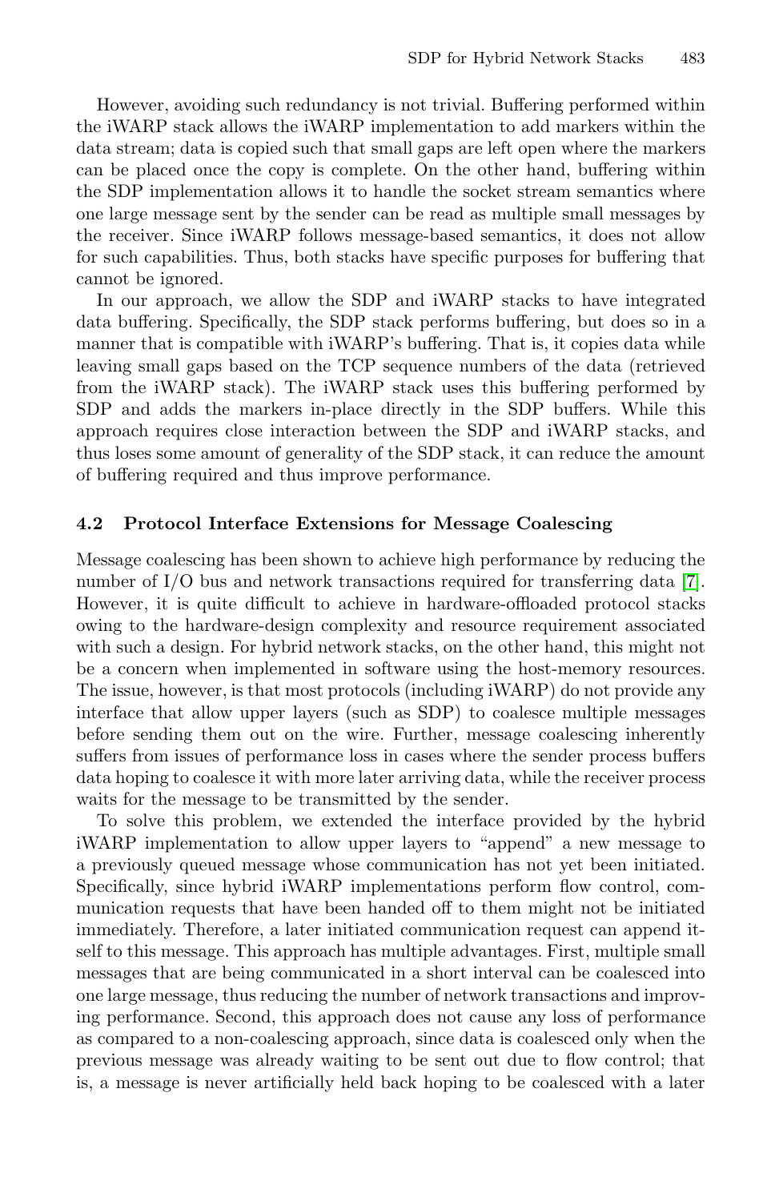However, avoiding such redundancy is not trivial. Buffering performed within the iWARP stack allows the iWARP implementation to add markers within the data stream; data is copied such that small gaps are left open where the markers can be placed once the copy is complete. On the other hand, buffering within the SDP implementation allows it to handle the socket stream semantics where one large message sent by the sender can be read as multiple small messages by the receiver. Since iWARP follows message-based semantics, it does not allow for such capabilities. Thus, both stacks have specific purposes for buffering that cannot be ignored.

In our approach, we allow the SDP and iWARP stacks to have integrated data buffering. Specifically, the SDP stack performs buffering, but does so in a manner that is compatible with iWARP's buffering. That is, it copies data while leaving small gaps based on the TCP sequence numbers of the data (retrieved from the iWARP stack). The iWARP stack uses this buffering performed by SDP and adds the markers in-place directly in the SDP buffers. While this approach requires close interaction between the SDP and iWARP stacks, and thus loses some amount of generality of the SDP stack, it can reduce the amount of buffering required and thus improve performance.

### 4.2 Protocol Interface Extensions for Message Coalescing

Message coalescing has been shown to achieve high performance by reducing the number of I/O bus and network transactions required for transferring data [7]. However, it is quite difficult to achieve in hardware-offloaded protocol stacks owing to the hardware-design complexity and resource requirement associated with such a design. For hybrid network stacks, on the other hand, this might not be a concern when implemented in software using the host-memory resources. The issue, however, is that most protocols (including iWARP) do not provide any interface that allow upper layers (such as SDP) to coalesce multiple messages before sending them out on the wire. Further, message coalescing inherently suffers from issues of performance loss in cases where the sender process buffers data hoping to coalesce it with more later arriving data, while the receiver process waits for the message to be transmitted by the sender.

To solve this problem, we extended the interface provided by the hybrid iWARP implementation to allow upper layers to "append" a new message to a previously queued message whose communication has not yet been initiated. Specifically, since hybrid iWARP implementations perform flow control, communication requests that have been handed off to them might not be initiated immediately. Therefore, a later initiated communication request can append itself to this message. This approach has multiple advantages. First, multiple small messages that are being communicated in a short interval can be coalesced into one large message, thus reducing the number of network transactions and improving performance. Second, this approach does not cause any loss of performance as compared to a non-coalescing approach, since data is coalesced only when the previous message was already waiting to be sent out due to flow control; that is, a message is never artificially held back hoping to be coalesced with a later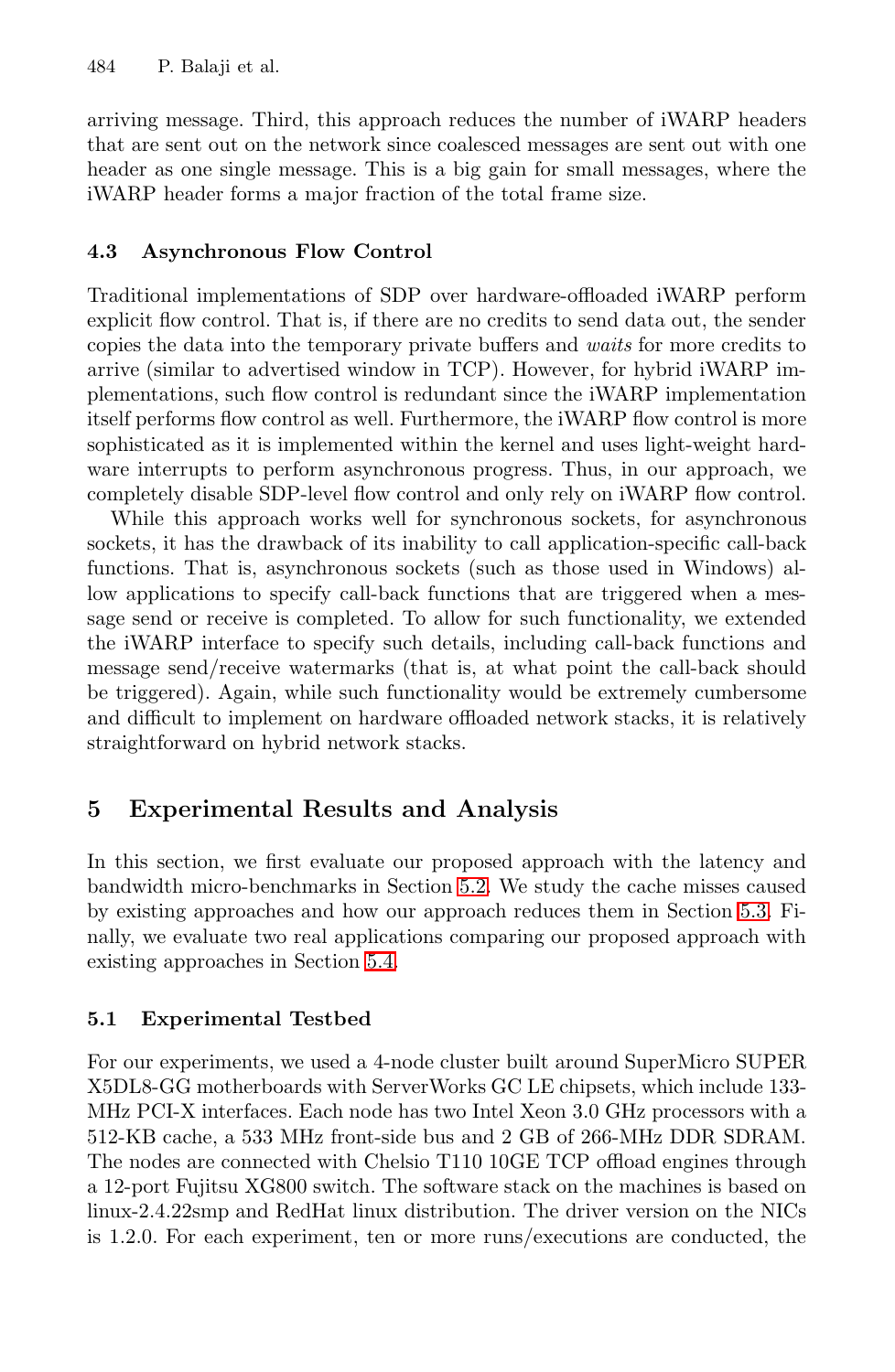arriving message. Third, this approach reduces the number of iWARP headers that are sent out on the network since coalesced messages are sent out with one header as one single message. This is a big gain for small messages, where the iWARP header forms a major fraction of the total frame size.

### 4.3 Asynchronous Flow Control

Traditional implementations of SDP over hardware-offloaded iWARP perform explicit flow control. That is, if there are no credits to send data out, the sender copies the data into the temporary private buffers and *waits* for more credits to arrive (similar to advertised window in TCP). However, for hybrid iWARP implementations, such flow control is redundant since the iWARP implementation itself performs flow control as well. Furthermore, the iWARP flow control is more sophisticated as it is implemented within the kernel and uses light-weight hardware interrupts to perform asynchronous progress. Thus, in our approach, we completely disable SDP-level flow control and only rely on iWARP flow control.

While this approach works well for synchronous sockets, for asynchronous sockets, it has the drawback of its inability to call application-specific call-back functions. That is, asynchronous sockets (such as those used in Windows) allow applications to specify call-back functions that are triggered when a message send or receive is completed. To allow for such functionality, we extended the iWARP interface to specify such details, including call-back functions and message send/receive watermarks (that is, at what point the call-back should be triggered). Again, while such functionality would be extremely cumbersome and difficult to implement on hardware offloaded network stacks, it is relatively straightforward on hybrid network stacks.

## 5 Experimental Results and Analysis

In this section, we first evaluate our proposed approach with the latency and bandwidth micro-benchmarks in Section 5.2. We study the cache misses caused by existing approaches and how our approach reduces them in Section 5.3. Finally, we evaluate two real applications comparing our proposed approach with existing approaches in Section 5.4.

### 5.1 Experimental Testbed

For our experiments, we used a 4-node cluster built around SuperMicro SUPER X5DL8-GG motherboards with ServerWorks GC LE chipsets, which include 133-MHz PCI-X interfaces. Each node has two Intel Xeon 3.0 GHz processors with a 512-KB cache, a 533 MHz front-side bus and 2 GB of 266-MHz DDR SDRAM. The nodes are connected with Chelsio T110 10GE TCP offload engines through a 12-port Fujitsu XG800 switch. The software stack on the machines is based on linux-2.4.22smp and RedHat linux distribution. The driver version on the NICs is 1.2.0. For each experiment, ten or more runs/executions are conducted, the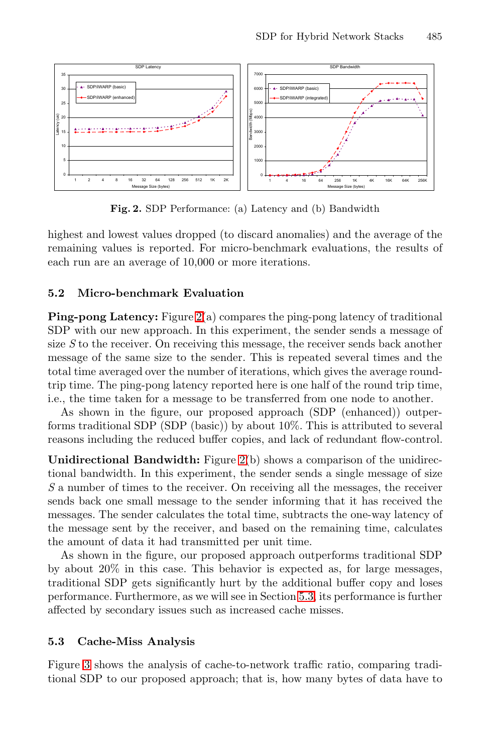**Fig. 2.** SDP Performance: (a) Latency and (b) Bandwidth

highest and lowest values dropped (to discard anomalies) and the average of the remaining values is reported. For micro-benchmark evaluations, the results of each run are an average of 10,000 or more iterations.

### 5.2 Micro-benchmark Evaluation

**Ping-pong Latency:** Figure 2(a) compares the ping-pong latency of traditional SDP with our new approach. In this experiment, the sender sends a message of size $S$ to the receiver. On receiving this message, the receiver sends back another message of the same size to the sender. This is repeated several times and the total time averaged over the number of iterations, which gives the average round-trip time. The ping-pong latency reported here is one half of the round trip time, i.e., the time taken for a message to be transferred from one node to another.

As shown in the figure, our proposed approach (SDP (enhanced)) outperforms traditional SDP (SDP (basic)) by about 10%. This is attributed to several reasons including the reduced buffer copies, and lack of redundant flow-control.

**Unidirectional Bandwidth:** Figure 2(b) shows a comparison of the unidirectional bandwidth. In this experiment, the sender sends a single message of size $S$ a number of times to the receiver. On receiving all the messages, the receiver sends back one small message to the sender informing that it has received the messages. The sender calculates the total time, subtracts the one-way latency of the message sent by the receiver, and based on the remaining time, calculates the amount of data it had transmitted per unit time.

As shown in the figure, our proposed approach outperforms traditional SDP by about 20% in this case. This behavior is expected as, for large messages, traditional SDP gets significantly hurt by the additional buffer copy and loses performance. Furthermore, as we will see in Section 5.3, its performance is further affected by secondary issues such as increased cache misses.

### 5.3 Cache-Miss Analysis

Figure 3 shows the analysis of cache-to-network traffic ratio, comparing traditional SDP to our proposed approach; that is, how many bytes of data have to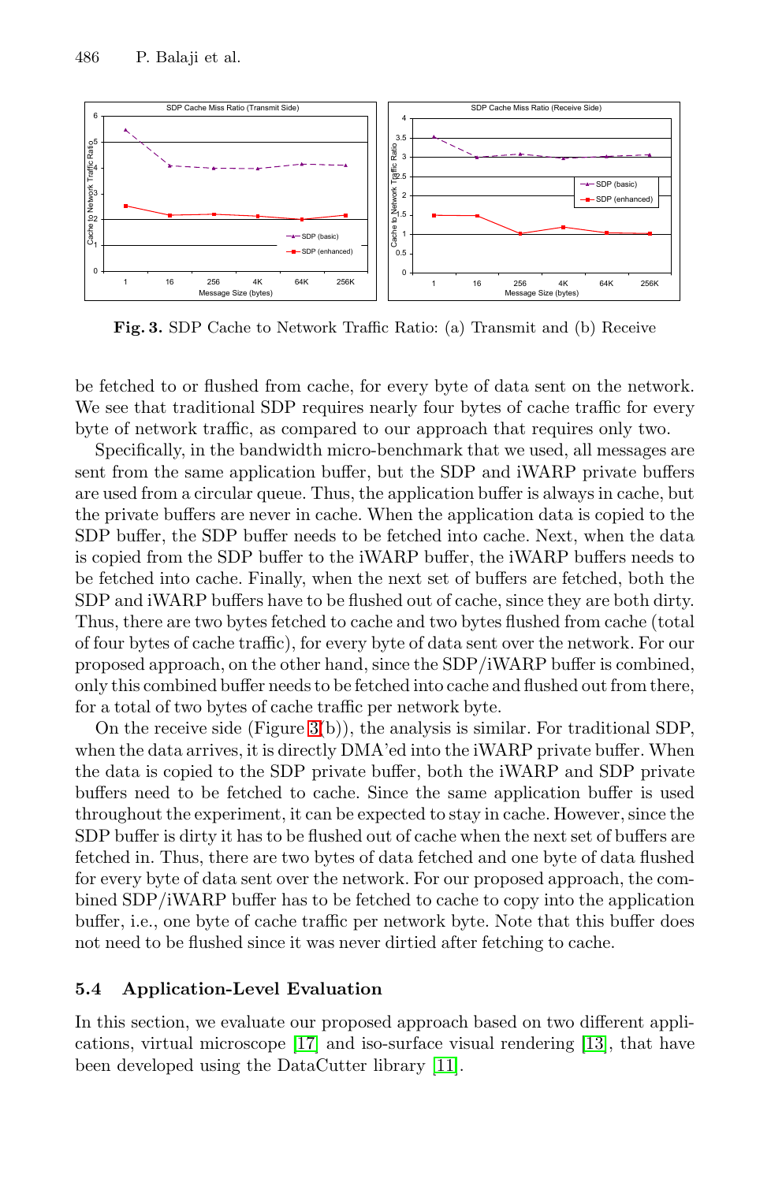SDP Cache Miss Ratio (Transmit Side)

Cache to Network Traffic Ratio

6
5
4
3
2
1
0

1 16 256 4K 64K 256K

Message Size (bytes)

SDP (basic)
SDP (enhanced)

SDP Cache Miss Ratio (Receive Side)

Cache to Network Traffic Ratio

4
3.5
3
2.5
2
1.5
1
0.5
0

1 16 256 4K 64K 256K

Message Size (bytes)

SDP (basic)
SDP (enhanced)

**Fig. 3.** SDP Cache to Network Traffic Ratio: (a) Transmit and (b) Receive

be fetched to or flushed from cache, for every byte of data sent on the network. We see that traditional SDP requires nearly four bytes of cache traffic for every byte of network traffic, as compared to our approach that requires only two.

Specifically, in the bandwidth micro-benchmark that we used, all messages are sent from the same application buffer, but the SDP and iWARP private buffers are used from a circular queue. Thus, the application buffer is always in cache, but the private buffers are never in cache. When the application data is copied to the SDP buffer, the SDP buffer needs to be fetched into cache. Next, when the data is copied from the SDP buffer to the iWARP buffer, the iWARP buffers needs to be fetched into cache. Finally, when the next set of buffers are fetched, both the SDP and iWARP buffers have to be flushed out of cache, since they are both dirty. Thus, there are two bytes fetched to cache and two bytes flushed from cache (total of four bytes of cache traffic), for every byte of data sent over the network. For our proposed approach, on the other hand, since the SDP/iWARP buffer is combined, only this combined buffer needs to be fetched into cache and flushed out from there, for a total of two bytes of cache traffic per network byte.

On the receive side (Figure 3(b)), the analysis is similar. For traditional SDP, when the data arrives, it is directly DMA'ed into the iWARP private buffer. When the data is copied to the SDP private buffer, both the iWARP and SDP private buffers need to be fetched to cache. Since the same application buffer is used throughout the experiment, it can be expected to stay in cache. However, since the SDP buffer is dirty it has to be flushed out of cache when the next set of buffers are fetched in. Thus, there are two bytes of data fetched and one byte of data flushed for every byte of data sent over the network. For our proposed approach, the combined SDP/iWARP buffer has to be fetched to cache to copy into the application buffer, i.e., one byte of cache traffic per network byte. Note that this buffer does not need to be flushed since it was never dirtied after fetching to cache.

### 5.4 Application-Level Evaluation

In this section, we evaluate our proposed approach based on two different applications, virtual microscope [17] and iso-surface visual rendering [13], that have been developed using the DataCutter library [11].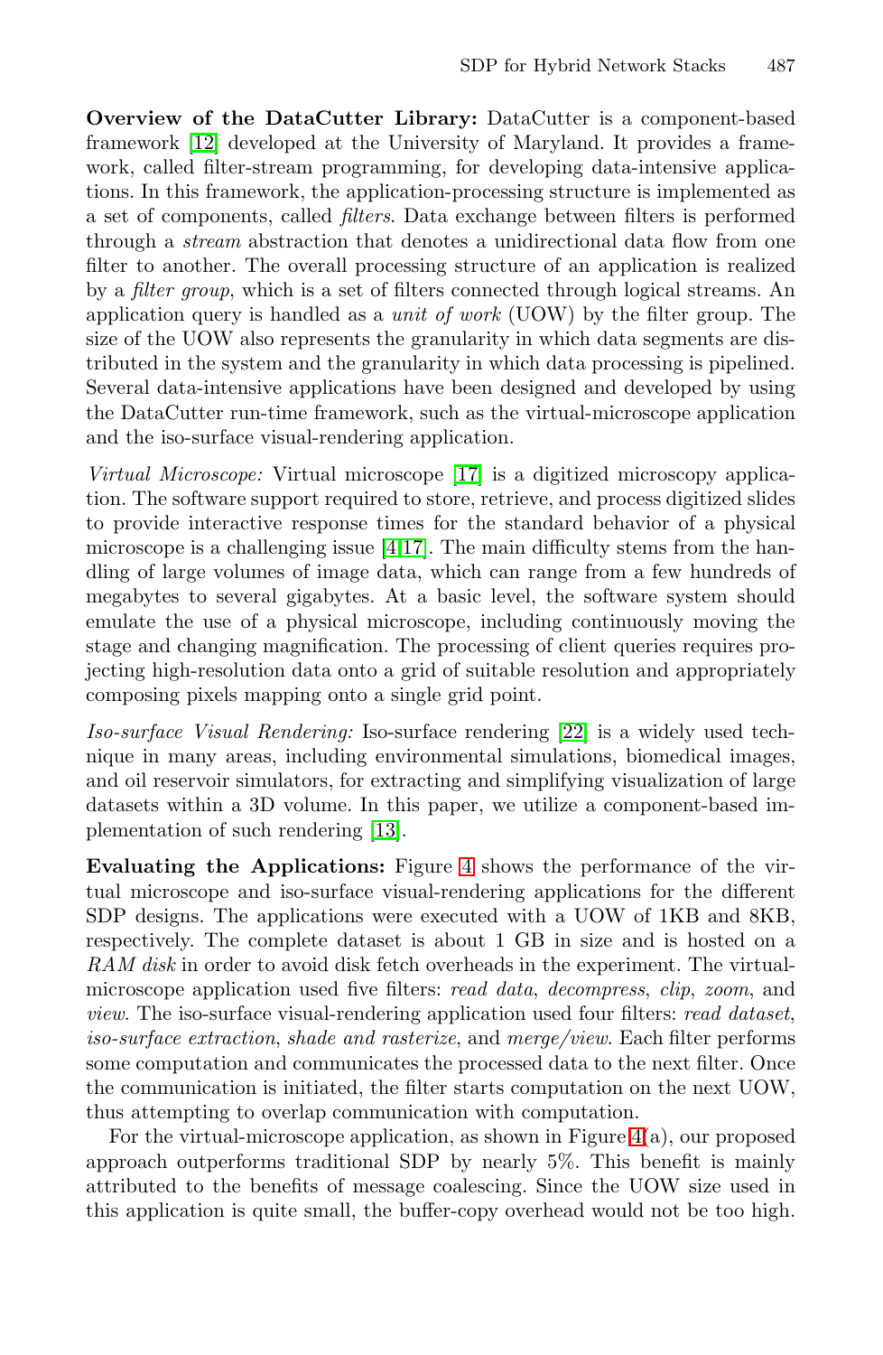**Overview of the DataCutter Library:** DataCutter is a component-based framework [12] developed at the University of Maryland. It provides a framework, called filter-stream programming, for developing data-intensive applications. In this framework, the application-processing structure is implemented as a set of components, called *filters*. Data exchange between filters is performed through a *stream* abstraction that denotes a unidirectional data flow from one filter to another. The overall processing structure of an application is realized by a *filter group*, which is a set of filters connected through logical streams. An application query is handled as a *unit of work* (UOW) by the filter group. The size of the UOW also represents the granularity in which data segments are distributed in the system and the granularity in which data processing is pipelined. Several data-intensive applications have been designed and developed by using the DataCutter run-time framework, such as the virtual-microscope application and the iso-surface visual-rendering application.

*Virtual Microscope:* Virtual microscope [17] is a digitized microscopy application. The software support required to store, retrieve, and process digitized slides to provide interactive response times for the standard behavior of a physical microscope is a challenging issue [4,17]. The main difficulty stems from the handling of large volumes of image data, which can range from a few hundreds of megabytes to several gigabytes. At a basic level, the software system should emulate the use of a physical microscope, including continuously moving the stage and changing magnification. The processing of client queries requires projecting high-resolution data onto a grid of suitable resolution and appropriately composing pixels mapping onto a single grid point.

*Iso-surface Visual Rendering:* Iso-surface rendering [22] is a widely used technique in many areas, including environmental simulations, biomedical images, and oil reservoir simulators, for extracting and simplifying visualization of large datasets within a 3D volume. In this paper, we utilize a component-based implementation of such rendering [13].

**Evaluating the Applications:** Figure 4 shows the performance of the virtual microscope and iso-surface visual-rendering applications for the different SDP designs. The applications were executed with a UOW of 1KB and 8KB, respectively. The complete dataset is about 1 GB in size and is hosted on a *RAM disk* in order to avoid disk fetch overheads in the experiment. The virtual-microscope application used five filters: *read data*, *decompress*, *clip*, *zoom*, and *view*. The iso-surface visual-rendering application used four filters: *read dataset*, *iso-surface extraction*, *shade and rasterize*, and *merge/view*. Each filter performs some computation and communicates the processed data to the next filter. Once the communication is initiated, the filter starts computation on the next UOW, thus attempting to overlap communication with computation.

For the virtual-microscope application, as shown in Figure 4(a), our proposed approach outperforms traditional SDP by nearly 5%. This benefit is mainly attributed to the benefits of message coalescing. Since the UOW size used in this application is quite small, the buffer-copy overhead would not be too high.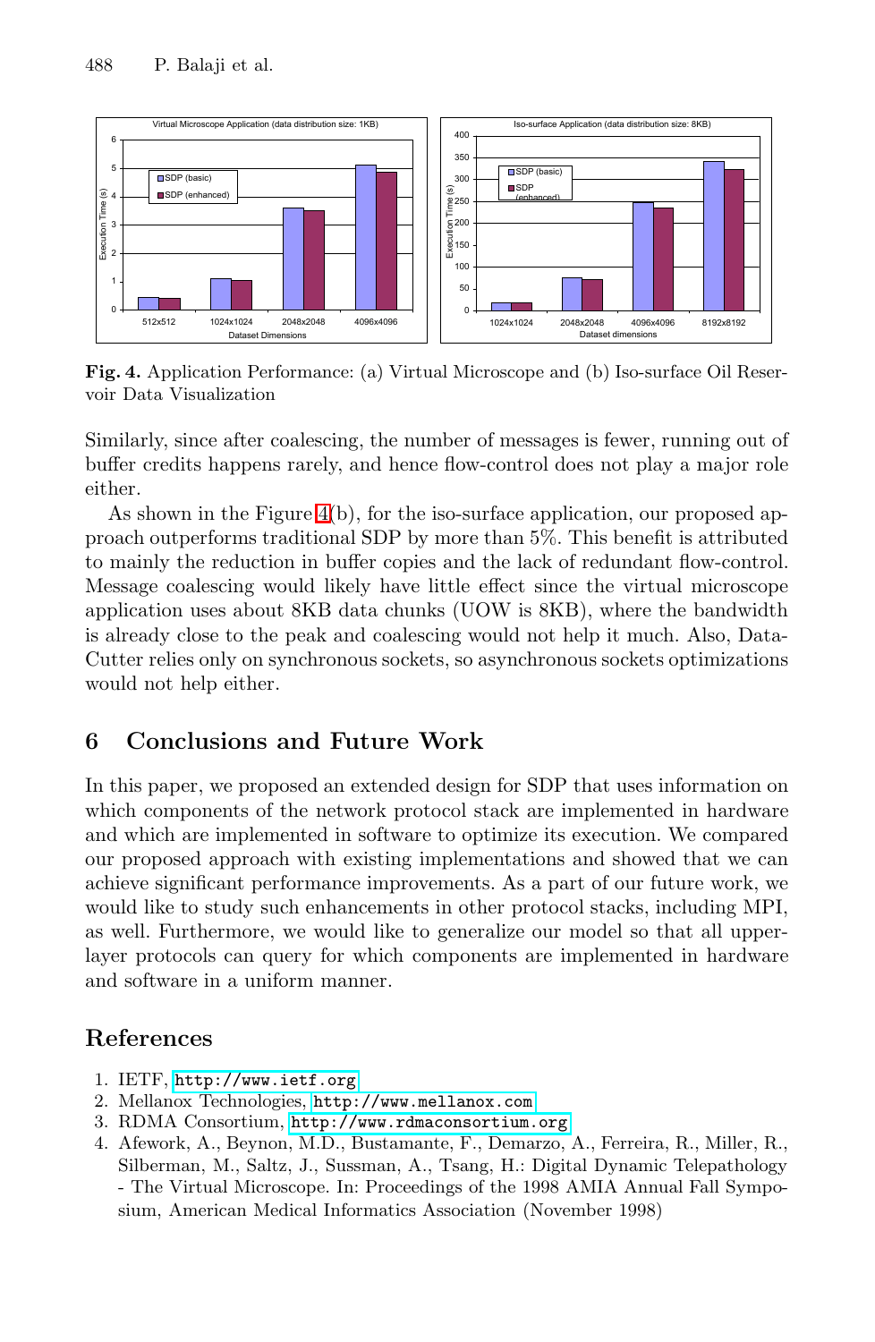**Fig. 4.** Application Performance: (a) Virtual Microscope and (b) Iso-surface Oil Reservoir Data Visualization

Similarly, since after coalescing, the number of messages is fewer, running out of buffer credits happens rarely, and hence flow-control does not play a major role either.

As shown in the Figure 4(b), for the iso-surface application, our proposed approach outperforms traditional SDP by more than 5%. This benefit is attributed to mainly the reduction in buffer copies and the lack of redundant flow-control. Message coalescing would likely have little effect since the virtual microscope application uses about 8KB data chunks (UOW is 8KB), where the bandwidth is already close to the peak and coalescing would not help it much. Also, DataCutter relies only on synchronous sockets, so asynchronous sockets optimizations would not help either.

## 6 Conclusions and Future Work

In this paper, we proposed an extended design for SDP that uses information on which components of the network protocol stack are implemented in hardware and which are implemented in software to optimize its execution. We compared our proposed approach with existing implementations and showed that we can achieve significant performance improvements. As a part of our future work, we would like to study such enhancements in other protocol stacks, including MPI, as well. Furthermore, we would like to generalize our model so that all upper-layer protocols can query for which components are implemented in hardware and software in a uniform manner.

## References

1. IETF, http://www.ietf.org
2. Mellanox Technologies, http://www.mellanox.com
3. RDMA Consortium, http://www.rdmaconsortium.org
4. Afework, A., Beynon, M.D., Bustamante, F., Demarzo, A., Ferreira, R., Miller, R., Silberman, M., Saltz, J., Sussman, A., Tsang, H.: Digital Dynamic Telepathology - The Virtual Microscope. In: Proceedings of the 1998 AMIA Annual Fall Symposium, American Medical Informatics Association (November 1998)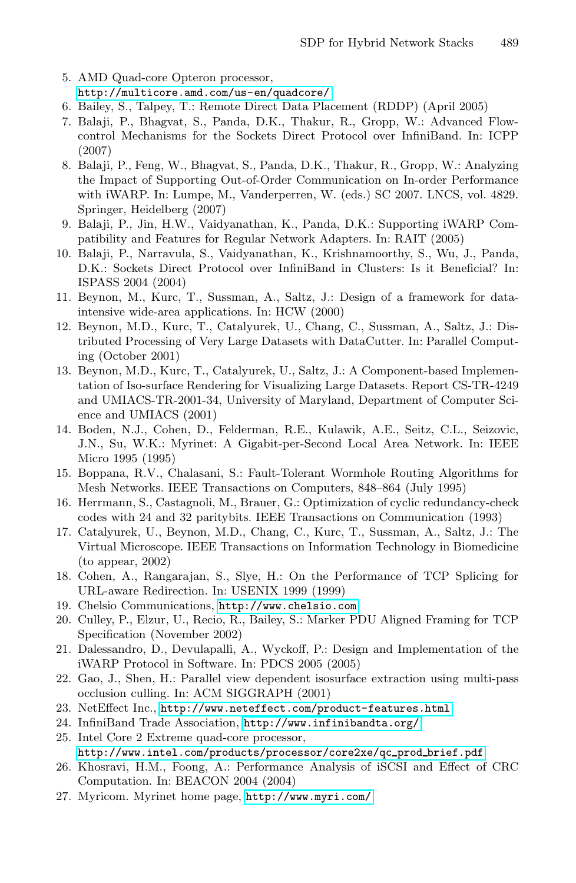5. AMD Quad-core Opteron processor, http://multicore.amd.com/us-en/quadcore/
6. Bailey, S., Talpey, T.: Remote Direct Data Placement (RDDP) (April 2005)
7. Balaji, P., Bhagvat, S., Panda, D.K., Thakur, R., Gropp, W.: Advanced Flow-control Mechanisms for the Sockets Direct Protocol over InfiniBand. In: ICPP (2007)
8. Balaji, P., Feng, W., Bhagvat, S., Panda, D.K., Thakur, R., Gropp, W.: Analyzing the Impact of Supporting Out-of-Order Communication on In-order Performance with iWARP. In: Lumpe, M., Vanderperren, W. (eds.) SC 2007. LNCS, vol. 4829. Springer, Heidelberg (2007)
9. Balaji, P., Jin, H.W., Vaidyanathan, K., Panda, D.K.: Supporting iWARP Compatibility and Features for Regular Network Adapters. In: RAIT (2005)
10. Balaji, P., Narravula, S., Vaidyanathan, K., Krishnamoorthy, S., Wu, J., Panda, D.K.: Sockets Direct Protocol over InfiniBand in Clusters: Is it Beneficial? In: ISPASS 2004 (2004)
11. Beynon, M., Kurc, T., Sussman, A., Saltz, J.: Design of a framework for data-intensive wide-area applications. In: HCW (2000)
12. Beynon, M.D., Kurc, T., Catalyurek, U., Chang, C., Sussman, A., Saltz, J.: Distributed Processing of Very Large Datasets with DataCutter. In: Parallel Computing (October 2001)
13. Beynon, M.D., Kurc, T., Catalyurek, U., Saltz, J.: A Component-based Implementation of Iso-surface Rendering for Visualizing Large Datasets. Report CS-TR-4249 and UMIACS-TR-2001-34, University of Maryland, Department of Computer Science and UMIACS (2001)
14. Boden, N.J., Cohen, D., Felderman, R.E., Kulawik, A.E., Seitz, C.L., Seizovic, J.N., Su, W.K.: Myrinet: A Gigabit-per-Second Local Area Network. In: IEEE Micro 1995 (1995)
15. Boppana, R.V., Chalasani, S.: Fault-Tolerant Wormhole Routing Algorithms for Mesh Networks. IEEE Transactions on Computers, 848–864 (July 1995)
16. Herrmann, S., Castagnoli, M., Brauer, G.: Optimization of cyclic redundancy-check codes with 24 and 32 paritybits. IEEE Transactions on Communication (1993)
17. Catalyurek, U., Beynon, M.D., Chang, C., Kurc, T., Sussman, A., Saltz, J.: The Virtual Microscope. IEEE Transactions on Information Technology in Biomedicine (to appear, 2002)
18. Cohen, A., Rangarajan, S., Slye, H.: On the Performance of TCP Splicing for URL-aware Redirection. In: USENIX 1999 (1999)
19. Chelsio Communications, http://www.chelsio.com
20. Culley, P., Elzur, U., Recio, R., Bailey, S.: Marker PDU Aligned Framing for TCP Specification (November 2002)
21. Dalessandro, D., Devulapalli, A., Wyckoff, P.: Design and Implementation of the iWARP Protocol in Software. In: PDCS 2005 (2005)
22. Gao, J., Shen, H.: Parallel view dependent isosurface extraction using multi-pass occlusion culling. In: ACM SIGGRAPH (2001)
23. NetEffect Inc., http://www.neteffect.com/product-features.html
24. InfiniBand Trade Association, http://www.infinibandta.org/
25. Intel Core 2 Extreme quad-core processor, http://www.intel.com/products/processor/core2xe/qc_prod_brief.pdf
26. Khosravi, H.M., Foong, A.: Performance Analysis of iSCSI and Effect of CRC Computation. In: BEACON 2004 (2004)
27. Myricom. Myrinet home page, http://www.myri.com/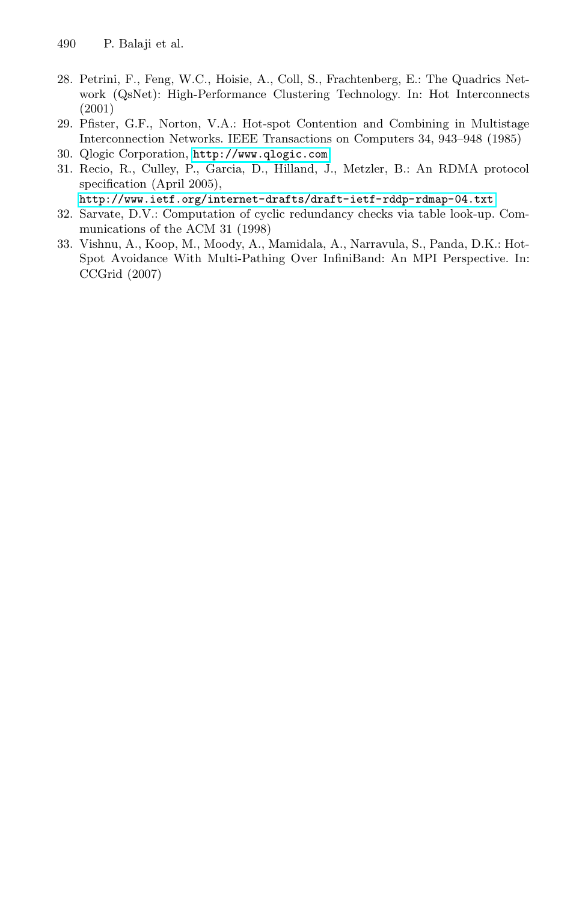28. Petrini, F., Feng, W.C., Hoisie, A., Coll, S., Frachtenberg, E.: The Quadrics Network (QsNet): High-Performance Clustering Technology. In: Hot Interconnects (2001)
29. Pfister, G.F., Norton, V.A.: Hot-spot Contention and Combining in Multistage Interconnection Networks. IEEE Transactions on Computers 34, 943–948 (1985)
30. Qlogic Corporation, http://www.qlogic.com
31. Recio, R., Culley, P., Garcia, D., Hilland, J., Metzler, B.: An RDMA protocol specification (April 2005), http://www.ietf.org/internet-drafts/draft-ietf-rddp-rdmap-04.txt
32. Sarvate, D.V.: Computation of cyclic redundancy checks via table look-up. Communications of the ACM 31 (1998)
33. Vishnu, A., Koop, M., Moody, A., Mamidala, A., Narravula, S., Panda, D.K.: Hot-Spot Avoidance With Multi-Pathing Over InfiniBand: An MPI Perspective. In: CCGrid (2007)